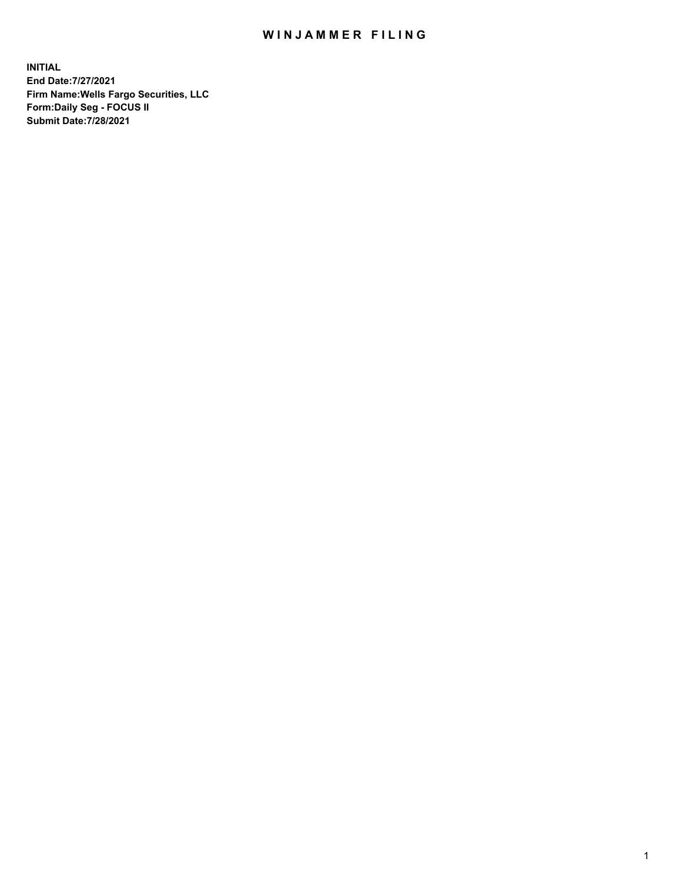# WINJAMMER FILING

**INITIAL**
**End Date:7/27/2021**
**Firm Name:Wells Fargo Securities, LLC**
**Form:Daily Seg - FOCUS II**
**Submit Date:7/28/2021**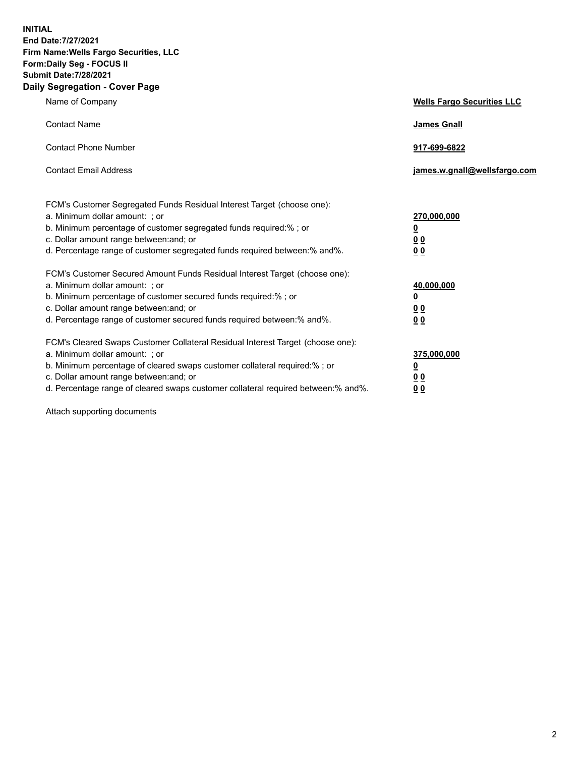**INITIAL**
**End Date:7/27/2021**
**Firm Name:Wells Fargo Securities, LLC**
**Form:Daily Seg - FOCUS II**
**Submit Date:7/28/2021**

## Daily Segregation - Cover Page

| | |
|---|---|
| Name of Company | **Wells Fargo Securities LLC** |
| Contact Name | **James Gnall** |
| Contact Phone Number | **917-699-6822** |
| Contact Email Address | **james.w.gnall@wellsfargo.com** |

| | |
|---|---|
| FCM's Customer Segregated Funds Residual Interest Target (choose one): | |
| a. Minimum dollar amount: ; or | **270,000,000** |
| b. Minimum percentage of customer segregated funds required:% ; or | **0** |
| c. Dollar amount range between:and; or | **0 0** |
| d. Percentage range of customer segregated funds required between:% and%. | **0 0** |
| FCM's Customer Secured Amount Funds Residual Interest Target (choose one): | |
| a. Minimum dollar amount: ; or | **40,000,000** |
| b. Minimum percentage of customer secured funds required:% ; or | **0** |
| c. Dollar amount range between:and; or | **0 0** |
| d. Percentage range of customer secured funds required between:% and%. | **0 0** |
| FCM's Cleared Swaps Customer Collateral Residual Interest Target (choose one): | |
| a. Minimum dollar amount: ; or | **375,000,000** |
| b. Minimum percentage of cleared swaps customer collateral required:% ; or | **0** |
| c. Dollar amount range between:and; or | **0 0** |
| d. Percentage range of cleared swaps customer collateral required between:% and%. | **0 0** |

Attach supporting documents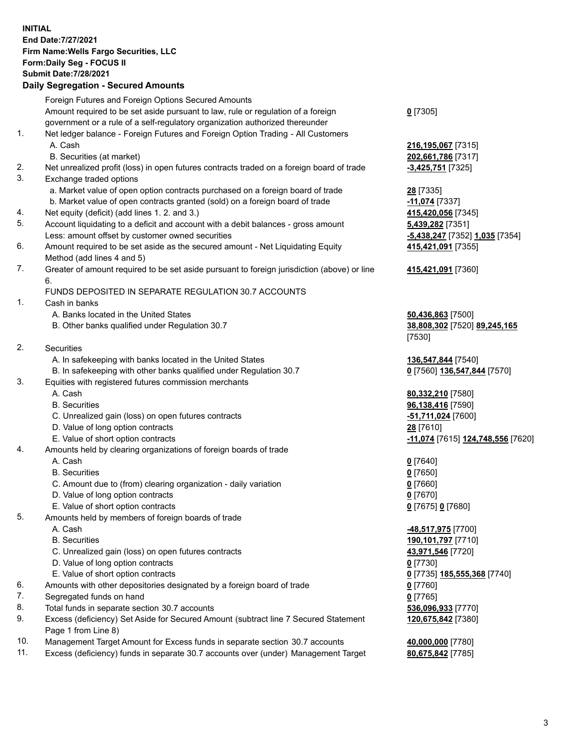**INITIAL**
**End Date:7/27/2021**
**Firm Name:Wells Fargo Securities, LLC**
**Form:Daily Seg - FOCUS II**
**Submit Date:7/28/2021**

## Daily Segregation - Secured Amounts

| | | |
|---|---|---|
| | Foreign Futures and Foreign Options Secured Amounts | |
| | Amount required to be set aside pursuant to law, rule or regulation of a foreign government or a rule of a self-regulatory organization authorized thereunder | **0** [7305] |
| 1. | Net ledger balance - Foreign Futures and Foreign Option Trading - All Customers | |
| | A. Cash | **216,195,067** [7315] |
| | B. Securities (at market) | **202,661,786** [7317] |
| 2. | Net unrealized profit (loss) in open futures contracts traded on a foreign board of trade | **-3,425,751** [7325] |
| 3. | Exchange traded options | |
| | a. Market value of open option contracts purchased on a foreign board of trade | **28** [7335] |
| | b. Market value of open contracts granted (sold) on a foreign board of trade | **-11,074** [7337] |
| 4. | Net equity (deficit) (add lines 1. 2. and 3.) | **415,420,056** [7345] |
| 5. | Account liquidating to a deficit and account with a debit balances - gross amount | **5,439,282** [7351] |
| | Less: amount offset by customer owned securities | **-5,438,247** [7352] **1,035** [7354] |
| 6. | Amount required to be set aside as the secured amount - Net Liquidating Equity Method (add lines 4 and 5) | **415,421,091** [7355] |
| 7. | Greater of amount required to be set aside pursuant to foreign jurisdiction (above) or line 6. | **415,421,091** [7360] |
| | FUNDS DEPOSITED IN SEPARATE REGULATION 30.7 ACCOUNTS | |
| 1. | Cash in banks | |
| | A. Banks located in the United States | **50,436,863** [7500] |
| | B. Other banks qualified under Regulation 30.7 | **38,808,302** [7520] **89,245,165** [7530] |
| 2. | Securities | |
| | A. In safekeeping with banks located in the United States | **136,547,844** [7540] |
| | B. In safekeeping with other banks qualified under Regulation 30.7 | **0** [7560] **136,547,844** [7570] |
| 3. | Equities with registered futures commission merchants | |
| | A. Cash | **80,332,210** [7580] |
| | B. Securities | **96,138,416** [7590] |
| | C. Unrealized gain (loss) on open futures contracts | **-51,711,024** [7600] |
| | D. Value of long option contracts | **28** [7610] |
| | E. Value of short option contracts | **-11,074** [7615] **124,748,556** [7620] |
| 4. | Amounts held by clearing organizations of foreign boards of trade | |
| | A. Cash | **0** [7640] |
| | B. Securities | **0** [7650] |
| | C. Amount due to (from) clearing organization - daily variation | **0** [7660] |
| | D. Value of long option contracts | **0** [7670] |
| | E. Value of short option contracts | **0** [7675] **0** [7680] |
| 5. | Amounts held by members of foreign boards of trade | |
| | A. Cash | **-48,517,975** [7700] |
| | B. Securities | **190,101,797** [7710] |
| | C. Unrealized gain (loss) on open futures contracts | **43,971,546** [7720] |
| | D. Value of long option contracts | **0** [7730] |
| | E. Value of short option contracts | **0** [7735] **185,555,368** [7740] |
| 6. | Amounts with other depositories designated by a foreign board of trade | **0** [7760] |
| 7. | Segregated funds on hand | **0** [7765] |
| 8. | Total funds in separate section 30.7 accounts | **536,096,933** [7770] |
| 9. | Excess (deficiency) Set Aside for Secured Amount (subtract line 7 Secured Statement Page 1 from Line 8) | **120,675,842** [7380] |
| 10. | Management Target Amount for Excess funds in separate section 30.7 accounts | **40,000,000** [7780] |
| 11. | Excess (deficiency) funds in separate 30.7 accounts over (under) Management Target | **80,675,842** [7785] |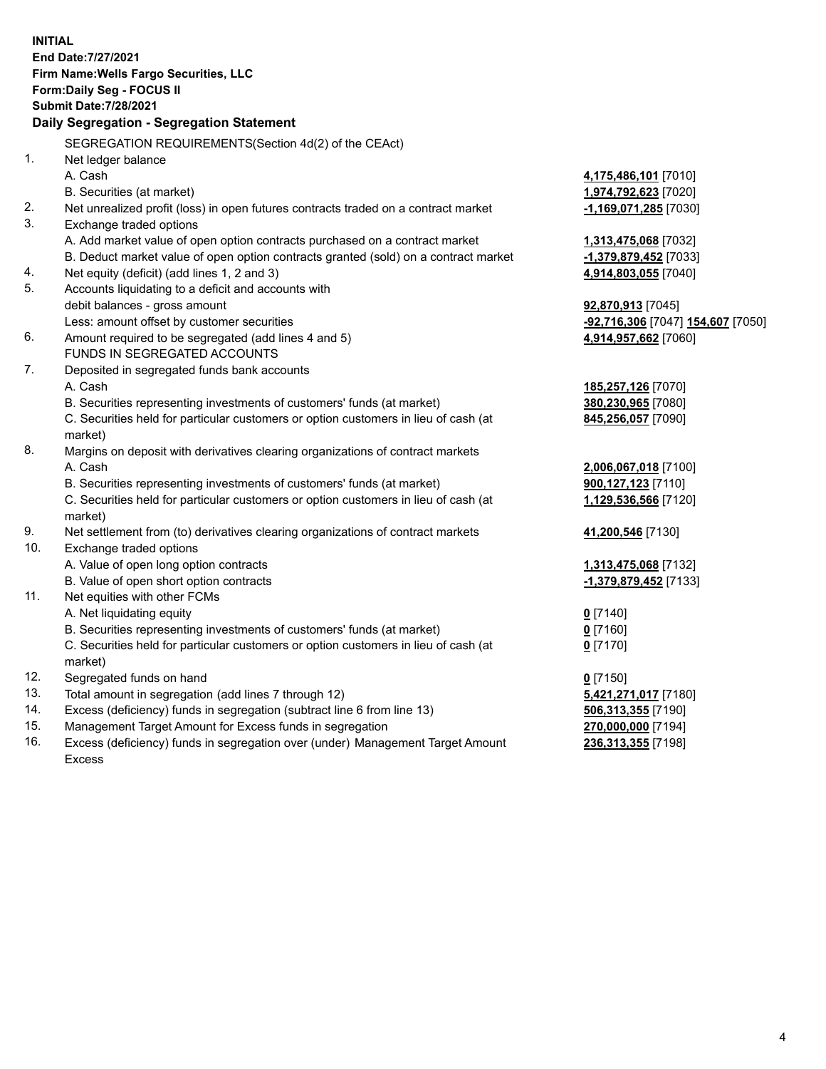**INITIAL**
**End Date:7/27/2021**
**Firm Name:Wells Fargo Securities, LLC**
**Form:Daily Seg - FOCUS II**
**Submit Date:7/28/2021**

## Daily Segregation - Segregation Statement

SEGREGATION REQUIREMENTS(Section 4d(2) of the CEAct)

| | | |
|---|---|---|
| 1. | Net ledger balance | |
| | A. Cash | **4,175,486,101** [7010] |
| | B. Securities (at market) | **1,974,792,623** [7020] |
| 2. | Net unrealized profit (loss) in open futures contracts traded on a contract market | **-1,169,071,285** [7030] |
| 3. | Exchange traded options | |
| | A. Add market value of open option contracts purchased on a contract market | **1,313,475,068** [7032] |
| | B. Deduct market value of open option contracts granted (sold) on a contract market | **-1,379,879,452** [7033] |
| 4. | Net equity (deficit) (add lines 1, 2 and 3) | **4,914,803,055** [7040] |
| 5. | Accounts liquidating to a deficit and accounts with | |
| | debit balances - gross amount | **92,870,913** [7045] |
| | Less: amount offset by customer securities | **-92,716,306** [7047] **154,607** [7050] |
| 6. | Amount required to be segregated (add lines 4 and 5) | **4,914,957,662** [7060] |
| | FUNDS IN SEGREGATED ACCOUNTS | |
| 7. | Deposited in segregated funds bank accounts | |
| | A. Cash | **185,257,126** [7070] |
| | B. Securities representing investments of customers' funds (at market) | **380,230,965** [7080] |
| | C. Securities held for particular customers or option customers in lieu of cash (at market) | **845,256,057** [7090] |
| 8. | Margins on deposit with derivatives clearing organizations of contract markets | |
| | A. Cash | **2,006,067,018** [7100] |
| | B. Securities representing investments of customers' funds (at market) | **900,127,123** [7110] |
| | C. Securities held for particular customers or option customers in lieu of cash (at market) | **1,129,536,566** [7120] |
| 9. | Net settlement from (to) derivatives clearing organizations of contract markets | **41,200,546** [7130] |
| 10. | Exchange traded options | |
| | A. Value of open long option contracts | **1,313,475,068** [7132] |
| | B. Value of open short option contracts | **-1,379,879,452** [7133] |
| 11. | Net equities with other FCMs | |
| | A. Net liquidating equity | **0** [7140] |
| | B. Securities representing investments of customers' funds (at market) | **0** [7160] |
| | C. Securities held for particular customers or option customers in lieu of cash (at market) | **0** [7170] |
| 12. | Segregated funds on hand | **0** [7150] |
| 13. | Total amount in segregation (add lines 7 through 12) | **5,421,271,017** [7180] |
| 14. | Excess (deficiency) funds in segregation (subtract line 6 from line 13) | **506,313,355** [7190] |
| 15. | Management Target Amount for Excess funds in segregation | **270,000,000** [7194] |
| 16. | Excess (deficiency) funds in segregation over (under) Management Target Amount Excess | **236,313,355** [7198] |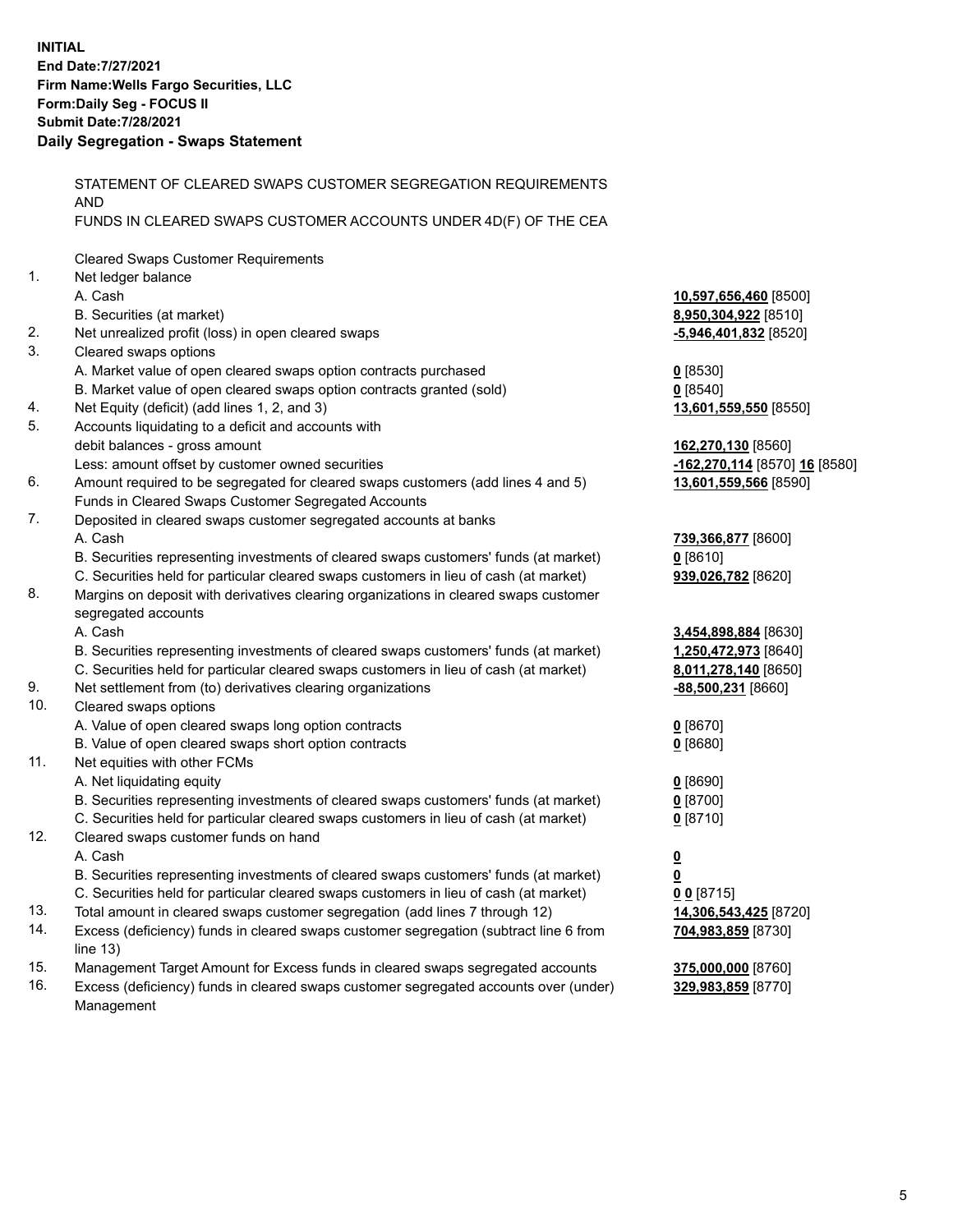**INITIAL**
**End Date:7/27/2021**
**Firm Name:Wells Fargo Securities, LLC**
**Form:Daily Seg - FOCUS II**
**Submit Date:7/28/2021**
**Daily Segregation - Swaps Statement**

STATEMENT OF CLEARED SWAPS CUSTOMER SEGREGATION REQUIREMENTS AND FUNDS IN CLEARED SWAPS CUSTOMER ACCOUNTS UNDER 4D(F) OF THE CEA

| | | |
|---|---|---|
| | Cleared Swaps Customer Requirements | |
| 1. | Net ledger balance | |
| | A. Cash | **10,597,656,460** [8500] |
| | B. Securities (at market) | **8,950,304,922** [8510] |
| 2. | Net unrealized profit (loss) in open cleared swaps | **-5,946,401,832** [8520] |
| 3. | Cleared swaps options | |
| | A. Market value of open cleared swaps option contracts purchased | **0** [8530] |
| | B. Market value of open cleared swaps option contracts granted (sold) | **0** [8540] |
| 4. | Net Equity (deficit) (add lines 1, 2, and 3) | **13,601,559,550** [8550] |
| 5. | Accounts liquidating to a deficit and accounts with debit balances - gross amount | **162,270,130** [8560] |
| | Less: amount offset by customer owned securities | **-162,270,114** [8570] **16** [8580] |
| 6. | Amount required to be segregated for cleared swaps customers (add lines 4 and 5) | **13,601,559,566** [8590] |
| | Funds in Cleared Swaps Customer Segregated Accounts | |
| 7. | Deposited in cleared swaps customer segregated accounts at banks | |
| | A. Cash | **739,366,877** [8600] |
| | B. Securities representing investments of cleared swaps customers' funds (at market) | **0** [8610] |
| | C. Securities held for particular cleared swaps customers in lieu of cash (at market) | **939,026,782** [8620] |
| 8. | Margins on deposit with derivatives clearing organizations in cleared swaps customer segregated accounts | |
| | A. Cash | **3,454,898,884** [8630] |
| | B. Securities representing investments of cleared swaps customers' funds (at market) | **1,250,472,973** [8640] |
| | C. Securities held for particular cleared swaps customers in lieu of cash (at market) | **8,011,278,140** [8650] |
| 9. | Net settlement from (to) derivatives clearing organizations | **-88,500,231** [8660] |
| 10. | Cleared swaps options | |
| | A. Value of open cleared swaps long option contracts | **0** [8670] |
| | B. Value of open cleared swaps short option contracts | **0** [8680] |
| 11. | Net equities with other FCMs | |
| | A. Net liquidating equity | **0** [8690] |
| | B. Securities representing investments of cleared swaps customers' funds (at market) | **0** [8700] |
| | C. Securities held for particular cleared swaps customers in lieu of cash (at market) | **0** [8710] |
| 12. | Cleared swaps customer funds on hand | |
| | A. Cash | **0** |
| | B. Securities representing investments of cleared swaps customers' funds (at market) | **0** |
| | C. Securities held for particular cleared swaps customers in lieu of cash (at market) | **0** **0** [8715] |
| 13. | Total amount in cleared swaps customer segregation (add lines 7 through 12) | **14,306,543,425** [8720] |
| 14. | Excess (deficiency) funds in cleared swaps customer segregation (subtract line 6 from line 13) | **704,983,859** [8730] |
| 15. | Management Target Amount for Excess funds in cleared swaps segregated accounts | **375,000,000** [8760] |
| 16. | Excess (deficiency) funds in cleared swaps customer segregated accounts over (under) Management | **329,983,859** [8770] |